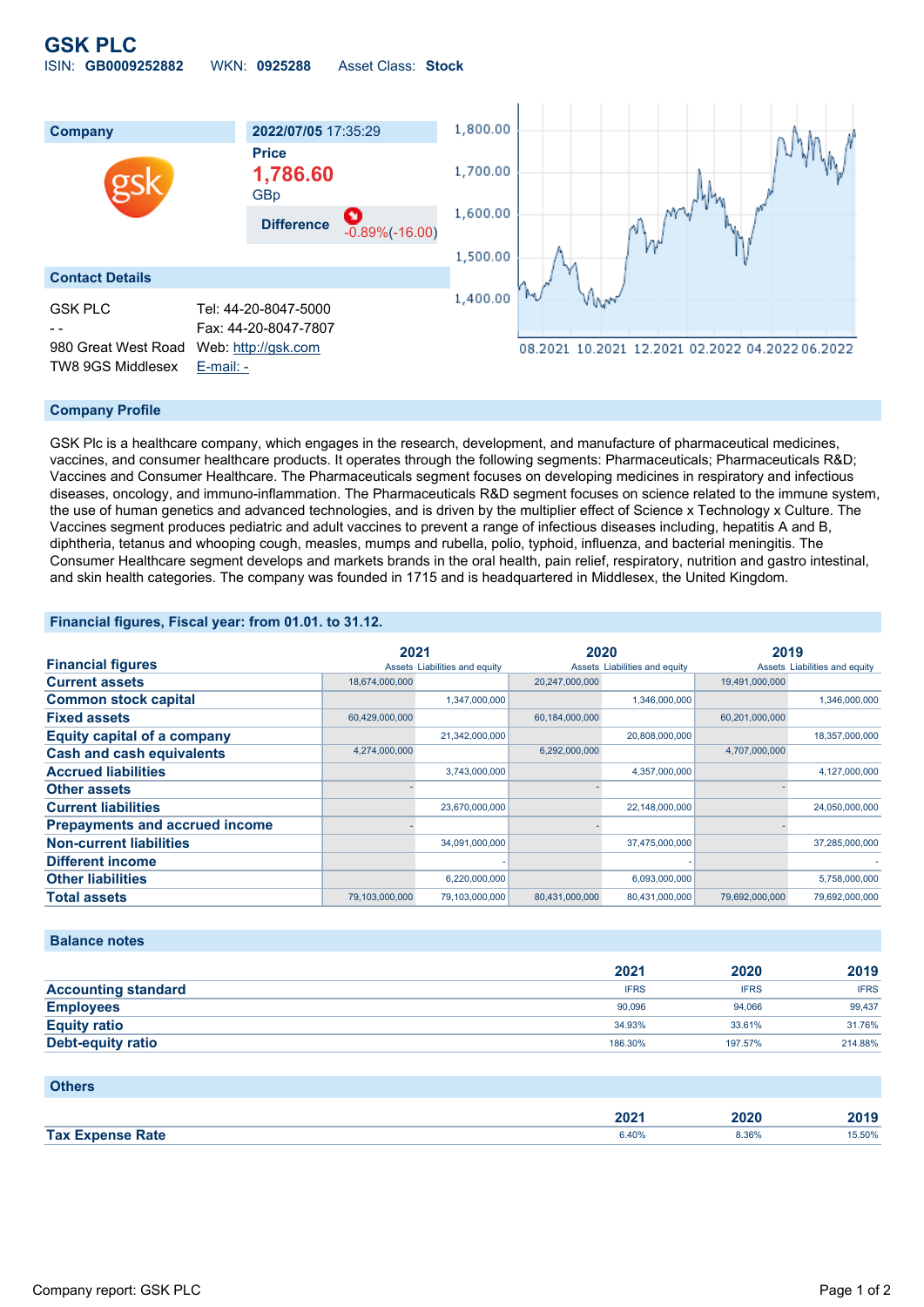# GSK PLC

ISIN: **GB0009252882** WKN: **0925288** Asset Class: **Stock**

| Company | 2022/07/05 17:35:29 |
|---|---|
| | **Price** |
| | **1,786.60** |
| | GBp |
| | **Difference** -0.89%(-16.00) |

## Contact Details

| | |
|---|---|
| GSK PLC | Tel: 44-20-8047-5000 |
| - - | Fax: 44-20-8047-7807 |
| 980 Great West Road | Web: http://gsk.com |
| TW8 9GS Middlesex | E-mail: - |

## Company Profile

GSK Plc is a healthcare company, which engages in the research, development, and manufacture of pharmaceutical medicines, vaccines, and consumer healthcare products. It operates through the following segments: Pharmaceuticals; Pharmaceuticals R&D; Vaccines and Consumer Healthcare. The Pharmaceuticals segment focuses on developing medicines in respiratory and infectious diseases, oncology, and immuno-inflammation. The Pharmaceuticals R&D segment focuses on science related to the immune system, the use of human genetics and advanced technologies, and is driven by the multiplier effect of Science x Technology x Culture. The Vaccines segment produces pediatric and adult vaccines to prevent a range of infectious diseases including, hepatitis A and B, diphtheria, tetanus and whooping cough, measles, mumps and rubella, polio, typhoid, influenza, and bacterial meningitis. The Consumer Healthcare segment develops and markets brands in the oral health, pain relief, respiratory, nutrition and gastro intestinal, and skin health categories. The company was founded in 1715 and is headquartered in Middlesex, the United Kingdom.

## Financial figures, Fiscal year: from 01.01. to 31.12.

| Financial figures | 2021 | | 2020 | | 2019 | |
|---|---|---|---|---|---|---|
| | Assets | Liabilities and equity | Assets | Liabilities and equity | Assets | Liabilities and equity |
| **Current assets** | 18,674,000,000 | | 20,247,000,000 | | 19,491,000,000 | |
| **Common stock capital** | | 1,347,000,000 | | 1,346,000,000 | | 1,346,000,000 |
| **Fixed assets** | 60,429,000,000 | | 60,184,000,000 | | 60,201,000,000 | |
| **Equity capital of a company** | | 21,342,000,000 | | 20,808,000,000 | | 18,357,000,000 |
| **Cash and cash equivalents** | 4,274,000,000 | | 6,292,000,000 | | 4,707,000,000 | |
| **Accrued liabilities** | | 3,743,000,000 | | 4,357,000,000 | | 4,127,000,000 |
| **Other assets** | - | | - | | - | |
| **Current liabilities** | | 23,670,000,000 | | 22,148,000,000 | | 24,050,000,000 |
| **Prepayments and accrued income** | - | | - | | - | |
| **Non-current liabilities** | | 34,091,000,000 | | 37,475,000,000 | | 37,285,000,000 |
| **Different income** | | - | | - | | - |
| **Other liabilities** | | 6,220,000,000 | | 6,093,000,000 | | 5,758,000,000 |
| **Total assets** | 79,103,000,000 | 79,103,000,000 | 80,431,000,000 | 80,431,000,000 | 79,692,000,000 | 79,692,000,000 |

## Balance notes

| | 2021 | 2020 | 2019 |
|---|---|---|---|
| **Accounting standard** | IFRS | IFRS | IFRS |
| **Employees** | 90,096 | 94,066 | 99,437 |
| **Equity ratio** | 34.93% | 33.61% | 31.76% |
| **Debt-equity ratio** | 186.30% | 197.57% | 214.88% |

## Others

| | 2021 | 2020 | 2019 |
|---|---|---|---|
| **Tax Expense Rate** | 6.40% | 8.36% | 15.50% |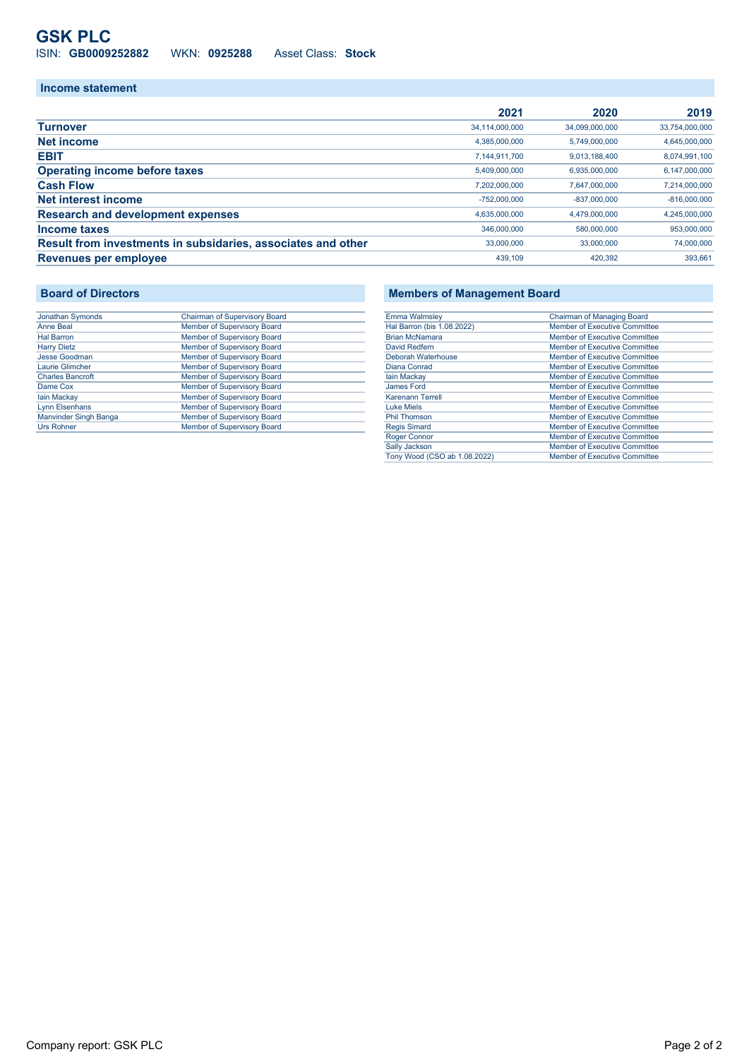# GSK PLC

ISIN: **GB0009252882** WKN: **0925288** Asset Class: **Stock**

## Income statement

| | 2021 | 2020 | 2019 |
|---|---|---|---|
| **Turnover** | 34,114,000,000 | 34,099,000,000 | 33,754,000,000 |
| **Net income** | 4,385,000,000 | 5,749,000,000 | 4,645,000,000 |
| **EBIT** | 7,144,911,700 | 9,013,188,400 | 8,074,991,100 |
| **Operating income before taxes** | 5,409,000,000 | 6,935,000,000 | 6,147,000,000 |
| **Cash Flow** | 7,202,000,000 | 7,647,000,000 | 7,214,000,000 |
| **Net interest income** | -752,000,000 | -837,000,000 | -816,000,000 |
| **Research and development expenses** | 4,635,000,000 | 4,479,000,000 | 4,245,000,000 |
| **Income taxes** | 346,000,000 | 580,000,000 | 953,000,000 |
| **Result from investments in subsidaries, associates and other** | 33,000,000 | 33,000,000 | 74,000,000 |
| **Revenues per employee** | 439,109 | 420,392 | 393,661 |

## Board of Directors

| | |
|---|---|
| Jonathan Symonds | Chairman of Supervisory Board |
| Anne Beal | Member of Supervisory Board |
| Hal Barron | Member of Supervisory Board |
| Harry Dietz | Member of Supervisory Board |
| Jesse Goodman | Member of Supervisory Board |
| Laurie Glimcher | Member of Supervisory Board |
| Charles Bancroft | Member of Supervisory Board |
| Dame Cox | Member of Supervisory Board |
| Iain Mackay | Member of Supervisory Board |
| Lynn Elsenhans | Member of Supervisory Board |
| Manvinder Singh Banga | Member of Supervisory Board |
| Urs Rohner | Member of Supervisory Board |

## Members of Management Board

| | |
|---|---|
| Emma Walmsley | Chairman of Managing Board |
| Hal Barron (bis 1.08.2022) | Member of Executive Committee |
| Brian McNamara | Member of Executive Committee |
| David Redfern | Member of Executive Committee |
| Deborah Waterhouse | Member of Executive Committee |
| Diana Conrad | Member of Executive Committee |
| Iain Mackay | Member of Executive Committee |
| James Ford | Member of Executive Committee |
| Karenann Terrell | Member of Executive Committee |
| Luke Miels | Member of Executive Committee |
| Phil Thomson | Member of Executive Committee |
| Regis Simard | Member of Executive Committee |
| Roger Connor | Member of Executive Committee |
| Sally Jackson | Member of Executive Committee |
| Tony Wood (CSO ab 1.08.2022) | Member of Executive Committee |